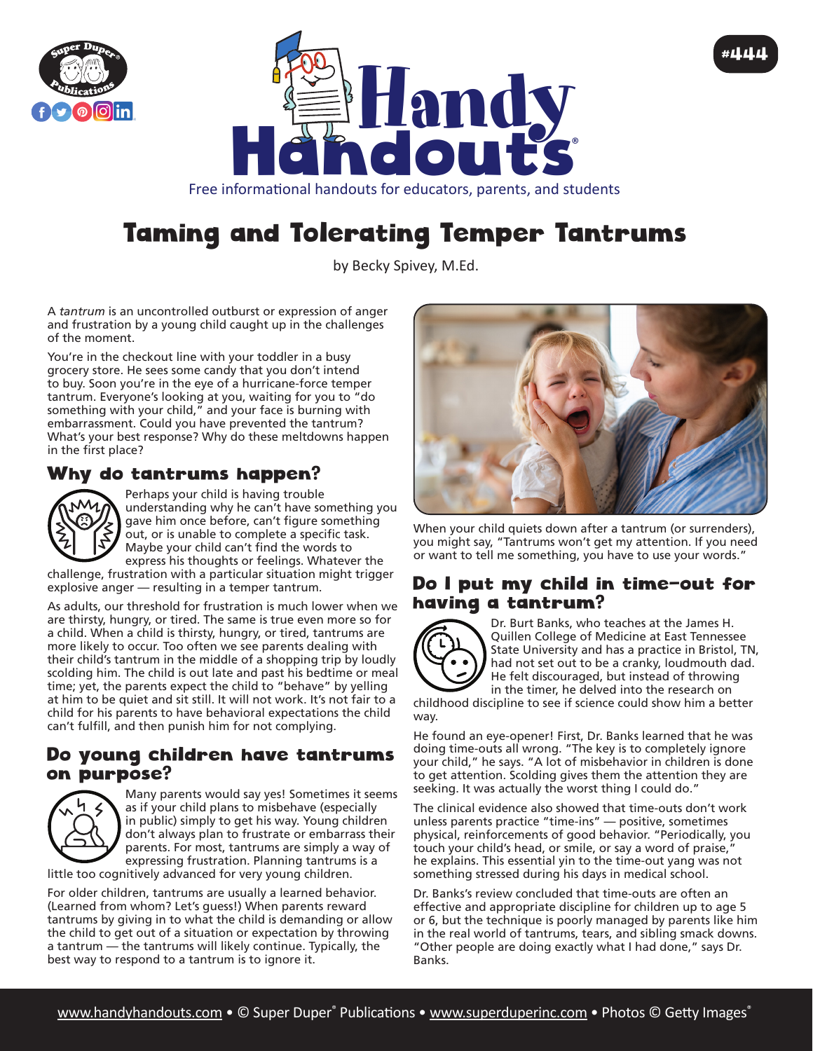# Taming and Tolerating Temper Tantrums

by Becky Spivey, M.Ed.

A *tantrum* is an uncontrolled outburst or expression of anger and frustration by a young child caught up in the challenges of the moment.

You're in the checkout line with your toddler in a busy grocery store. He sees some candy that you don't intend to buy. Soon you're in the eye of a hurricane-force temper tantrum. Everyone's looking at you, waiting for you to "do something with your child," and your face is burning with embarrassment. Could you have prevented the tantrum? What's your best response? Why do these meltdowns happen in the first place?

## Why do tantrums happen?

Perhaps your child is having trouble understanding why he can't have something you gave him once before, can't figure something out, or is unable to complete a specific task. Maybe your child can't find the words to express his thoughts or feelings. Whatever the challenge, frustration with a particular situation might trigger explosive anger — resulting in a temper tantrum.

As adults, our threshold for frustration is much lower when we are thirsty, hungry, or tired. The same is true even more so for a child. When a child is thirsty, hungry, or tired, tantrums are more likely to occur. Too often we see parents dealing with their child's tantrum in the middle of a shopping trip by loudly scolding him. The child is out late and past his bedtime or meal time; yet, the parents expect the child to "behave" by yelling at him to be quiet and sit still. It will not work. It's not fair to a child for his parents to have behavioral expectations the child can't fulfill, and then punish him for not complying.

## Do young children have tantrums on purpose?

Many parents would say yes! Sometimes it seems as if your child plans to misbehave (especially in public) simply to get his way. Young children don't always plan to frustrate or embarrass their parents. For most, tantrums are simply a way of expressing frustration. Planning tantrums is a little too cognitively advanced for very young children.

For older children, tantrums are usually a learned behavior. (Learned from whom? Let's guess!) When parents reward tantrums by giving in to what the child is demanding or allow the child to get out of a situation or expectation by throwing a tantrum — the tantrums will likely continue. Typically, the best way to respond to a tantrum is to ignore it.

When your child quiets down after a tantrum (or surrenders), you might say, "Tantrums won't get my attention. If you need or want to tell me something, you have to use your words."

## Do I put my child in time-out for having a tantrum?

Dr. Burt Banks, who teaches at the James H. Quillen College of Medicine at East Tennessee State University and has a practice in Bristol, TN, had not set out to be a cranky, loudmouth dad. He felt discouraged, but instead of throwing in the timer, he delved into the research on childhood discipline to see if science could show him a better way.

He found an eye-opener! First, Dr. Banks learned that he was doing time-outs all wrong. "The key is to completely ignore your child," he says. "A lot of misbehavior in children is done to get attention. Scolding gives them the attention they are seeking. It was actually the worst thing I could do."

The clinical evidence also showed that time-outs don't work unless parents practice "time-ins" — positive, sometimes physical, reinforcements of good behavior. "Periodically, you touch your child's head, or smile, or say a word of praise," he explains. This essential yin to the time-out yang was not something stressed during his days in medical school.

Dr. Banks's review concluded that time-outs are often an effective and appropriate discipline for children up to age 5 or 6, but the technique is poorly managed by parents like him in the real world of tantrums, tears, and sibling smack downs. "Other people are doing exactly what I had done," says Dr. Banks.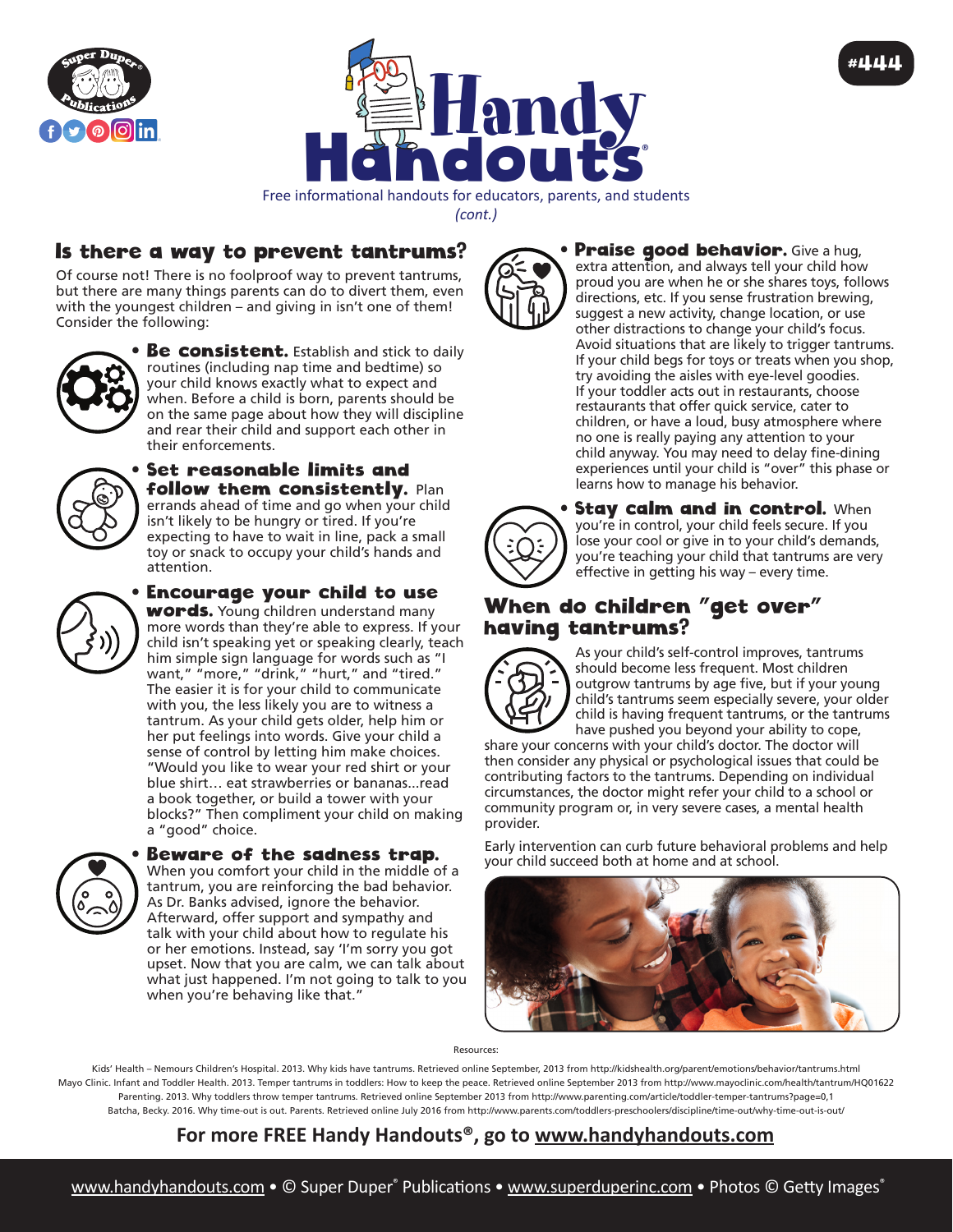*(cont.)*

## Is there a way to prevent tantrums?

Of course not! There is no foolproof way to prevent tantrums, but there are many things parents can do to divert them, even with the youngest children – and giving in isn't one of them! Consider the following:

- **Be consistent.** Establish and stick to daily routines (including nap time and bedtime) so your child knows exactly what to expect and when. Before a child is born, parents should be on the same page about how they will discipline and rear their child and support each other in their enforcements.
- **Set reasonable limits and follow them consistently.** Plan errands ahead of time and go when your child isn't likely to be hungry or tired. If you're expecting to have to wait in line, pack a small toy or snack to occupy your child's hands and attention.
- **Encourage your child to use words.** Young children understand many more words than they're able to express. If your child isn't speaking yet or speaking clearly, teach him simple sign language for words such as "I want," "more," "drink," "hurt," and "tired." The easier it is for your child to communicate with you, the less likely you are to witness a tantrum. As your child gets older, help him or her put feelings into words. Give your child a sense of control by letting him make choices. "Would you like to wear your red shirt or your blue shirt… eat strawberries or bananas...read a book together, or build a tower with your blocks?" Then compliment your child on making a "good" choice.
- **Beware of the sadness trap.** When you comfort your child in the middle of a tantrum, you are reinforcing the bad behavior. As Dr. Banks advised, ignore the behavior. Afterward, offer support and sympathy and talk with your child about how to regulate his or her emotions. Instead, say 'I'm sorry you got upset. Now that you are calm, we can talk about what just happened. I'm not going to talk to you when you're behaving like that."
- **Praise good behavior.** Give a hug, extra attention, and always tell your child how proud you are when he or she shares toys, follows directions, etc. If you sense frustration brewing, suggest a new activity, change location, or use other distractions to change your child's focus. Avoid situations that are likely to trigger tantrums. If your child begs for toys or treats when you shop, try avoiding the aisles with eye-level goodies. If your toddler acts out in restaurants, choose restaurants that offer quick service, cater to children, or have a loud, busy atmosphere where no one is really paying any attention to your child anyway. You may need to delay fine-dining experiences until your child is "over" this phase or learns how to manage his behavior.
- **Stay calm and in control.** When you're in control, your child feels secure. If you lose your cool or give in to your child's demands, you're teaching your child that tantrums are very effective in getting his way – every time.

## When do children "get over" having tantrums?

As your child's self-control improves, tantrums should become less frequent. Most children outgrow tantrums by age five, but if your young child's tantrums seem especially severe, your older child is having frequent tantrums, or the tantrums have pushed you beyond your ability to cope, share your concerns with your child's doctor. The doctor will then consider any physical or psychological issues that could be contributing factors to the tantrums. Depending on individual circumstances, the doctor might refer your child to a school or community program or, in very severe cases, a mental health provider.

Early intervention can curb future behavioral problems and help your child succeed both at home and at school.

Resources:

Kids' Health – Nemours Children's Hospital. 2013. Why kids have tantrums. Retrieved online September, 2013 from http://kidshealth.org/parent/emotions/behavior/tantrums.html
Mayo Clinic. Infant and Toddler Health. 2013. Temper tantrums in toddlers: How to keep the peace. Retrieved online September 2013 from http://www.mayoclinic.com/health/tantrum/HQ01622
Parenting. 2013. Why toddlers throw temper tantrums. Retrieved online September 2013 from http://www.parenting.com/article/toddler-temper-tantrums?page=0,1
Batcha, Becky. 2016. Why time-out is out. Parents. Retrieved online July 2016 from http://www.parents.com/toddlers-preschoolers/discipline/time-out/why-time-out-is-out/

**For more FREE Handy Handouts®, go to www.handyhandouts.com**

www.handyhandouts.com • © Super Duper® Publications • www.superduperinc.com • Photos © Getty Images®